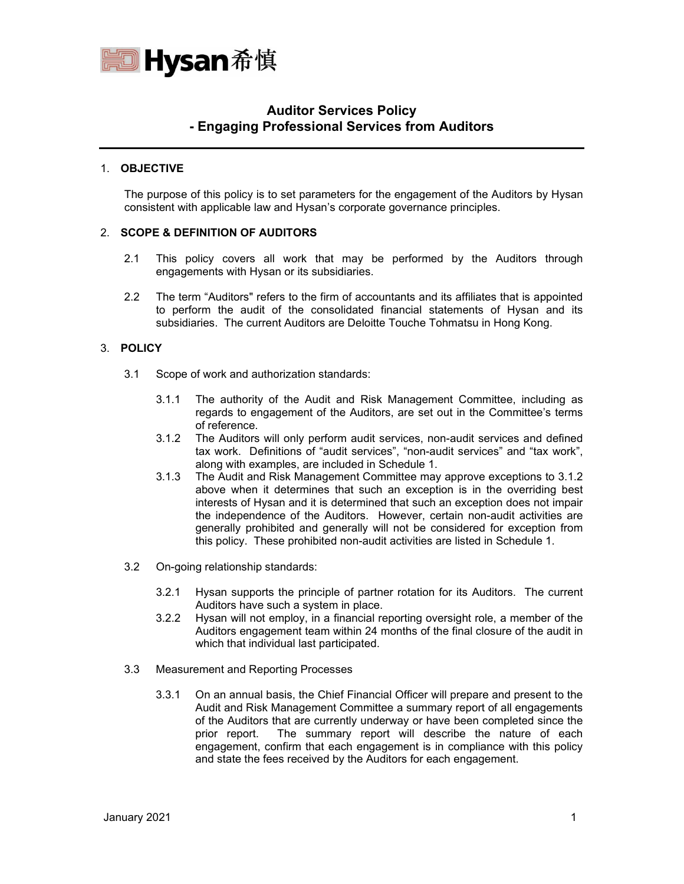# Auditor Services Policy
## - Engaging Professional Services from Auditors

1. **OBJECTIVE**

   The purpose of this policy is to set parameters for the engagement of the Auditors by Hysan consistent with applicable law and Hysan's corporate governance principles.

2. **SCOPE & DEFINITION OF AUDITORS**

   2.1 This policy covers all work that may be performed by the Auditors through engagements with Hysan or its subsidiaries.

   2.2 The term "Auditors" refers to the firm of accountants and its affiliates that is appointed to perform the audit of the consolidated financial statements of Hysan and its subsidiaries. The current Auditors are Deloitte Touche Tohmatsu in Hong Kong.

3. **POLICY**

   3.1 Scope of work and authorization standards:

   3.1.1 The authority of the Audit and Risk Management Committee, including as regards to engagement of the Auditors, are set out in the Committee's terms of reference.

   3.1.2 The Auditors will only perform audit services, non-audit services and defined tax work. Definitions of "audit services", "non-audit services" and "tax work", along with examples, are included in Schedule 1.

   3.1.3 The Audit and Risk Management Committee may approve exceptions to 3.1.2 above when it determines that such an exception is in the overriding best interests of Hysan and it is determined that such an exception does not impair the independence of the Auditors. However, certain non-audit activities are generally prohibited and generally will not be considered for exception from this policy. These prohibited non-audit activities are listed in Schedule 1.

   3.2 On-going relationship standards:

   3.2.1 Hysan supports the principle of partner rotation for its Auditors. The current Auditors have such a system in place.

   3.2.2 Hysan will not employ, in a financial reporting oversight role, a member of the Auditors engagement team within 24 months of the final closure of the audit in which that individual last participated.

   3.3 Measurement and Reporting Processes

   3.3.1 On an annual basis, the Chief Financial Officer will prepare and present to the Audit and Risk Management Committee a summary report of all engagements of the Auditors that are currently underway or have been completed since the prior report. The summary report will describe the nature of each engagement, confirm that each engagement is in compliance with this policy and state the fees received by the Auditors for each engagement.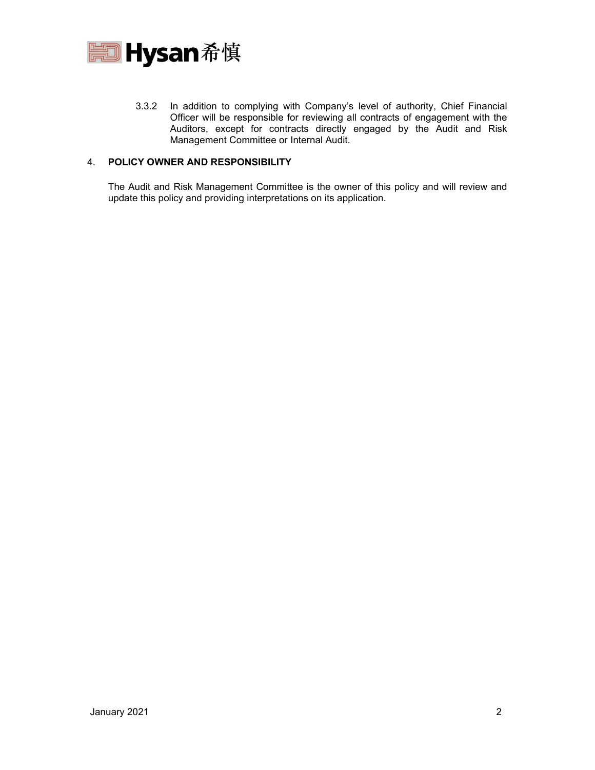3.3.2 In addition to complying with Company's level of authority, Chief Financial Officer will be responsible for reviewing all contracts of engagement with the Auditors, except for contracts directly engaged by the Audit and Risk Management Committee or Internal Audit.

## 4. POLICY OWNER AND RESPONSIBILITY

The Audit and Risk Management Committee is the owner of this policy and will review and update this policy and providing interpretations on its application.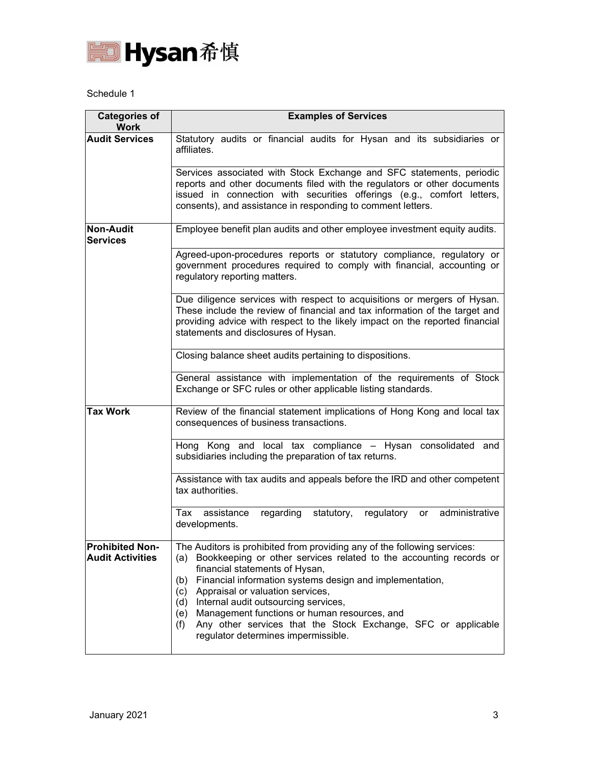Schedule 1

| Categories of Work | Examples of Services |
|---|---|
| **Audit Services** | Statutory audits or financial audits for Hysan and its subsidiaries or affiliates. |
| | Services associated with Stock Exchange and SFC statements, periodic reports and other documents filed with the regulators or other documents issued in connection with securities offerings (e.g., comfort letters, consents), and assistance in responding to comment letters. |
| **Non-Audit Services** | Employee benefit plan audits and other employee investment equity audits. |
| | Agreed-upon-procedures reports or statutory compliance, regulatory or government procedures required to comply with financial, accounting or regulatory reporting matters. |
| | Due diligence services with respect to acquisitions or mergers of Hysan. These include the review of financial and tax information of the target and providing advice with respect to the likely impact on the reported financial statements and disclosures of Hysan. |
| | Closing balance sheet audits pertaining to dispositions. |
| | General assistance with implementation of the requirements of Stock Exchange or SFC rules or other applicable listing standards. |
| **Tax Work** | Review of the financial statement implications of Hong Kong and local tax consequences of business transactions. |
| | Hong Kong and local tax compliance – Hysan consolidated and subsidiaries including the preparation of tax returns. |
| | Assistance with tax audits and appeals before the IRD and other competent tax authorities. |
| | Tax assistance regarding statutory, regulatory or administrative developments. |
| **Prohibited Non-Audit Activities** | The Auditors is prohibited from providing any of the following services:<br>(a) Bookkeeping or other services related to the accounting records or financial statements of Hysan,<br>(b) Financial information systems design and implementation,<br>(c) Appraisal or valuation services,<br>(d) Internal audit outsourcing services,<br>(e) Management functions or human resources, and<br>(f) Any other services that the Stock Exchange, SFC or applicable regulator determines impermissible. |

January 2021